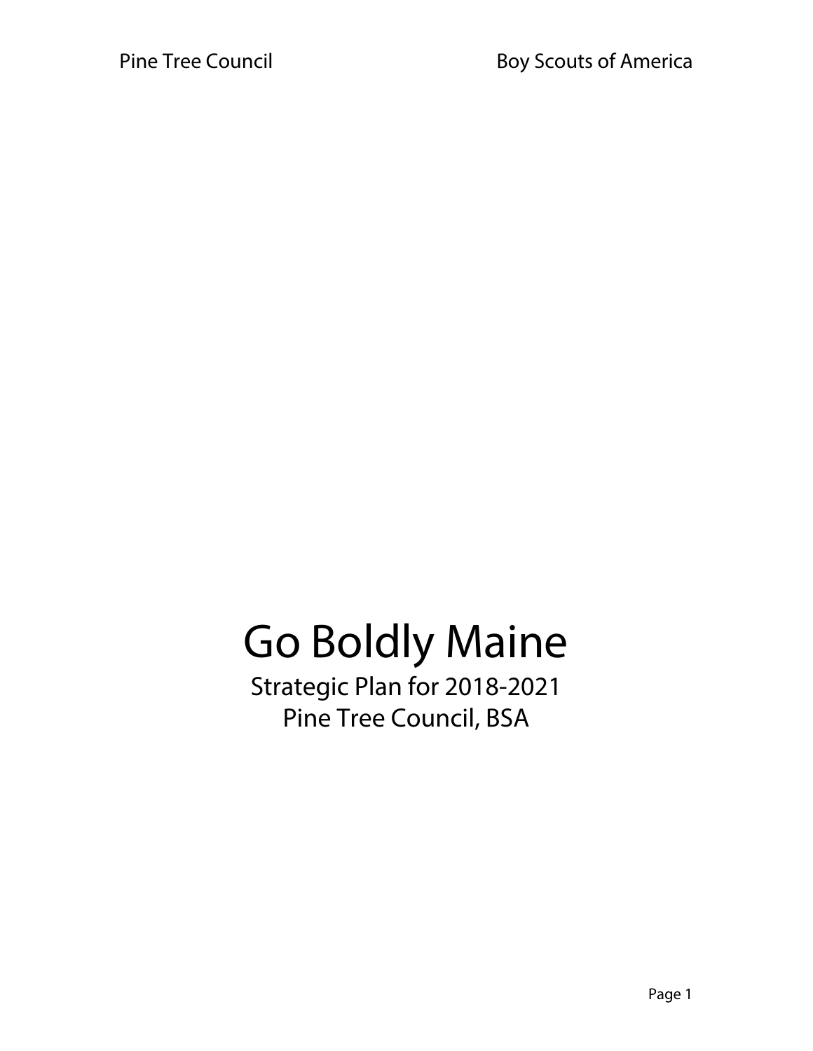# Go Boldly Maine

Strategic Plan for 2018-2021
Pine Tree Council, BSA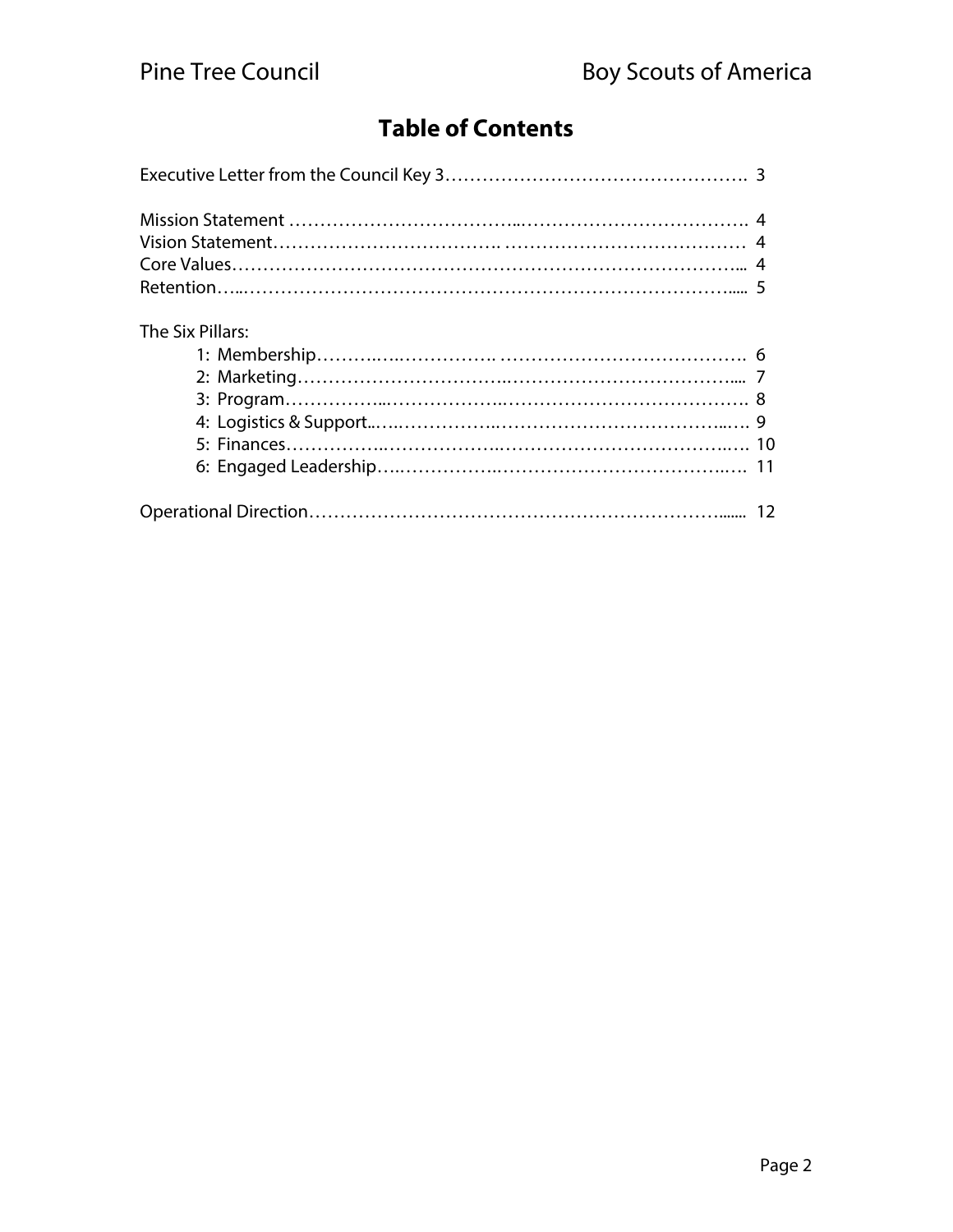# Table of Contents

Executive Letter from the Council Key 3 .......... 3

Mission Statement .......... 4
Vision Statement .......... 4
Core Values .......... 4
Retention .......... 5

The Six Pillars:

- 1: Membership .......... 6
- 2: Marketing .......... 7
- 3: Program .......... 8
- 4: Logistics & Support .......... 9
- 5: Finances .......... 10
- 6: Engaged Leadership .......... 11

Operational Direction .......... 12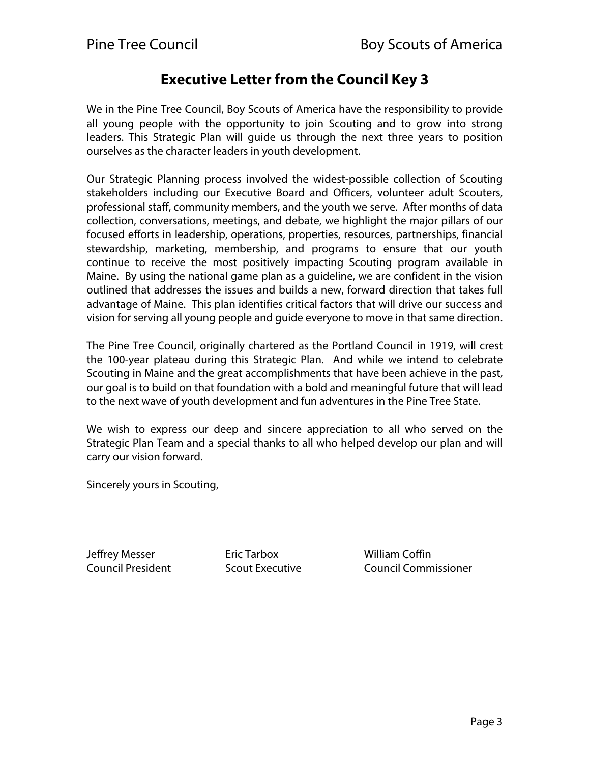## Executive Letter from the Council Key 3

We in the Pine Tree Council, Boy Scouts of America have the responsibility to provide all young people with the opportunity to join Scouting and to grow into strong leaders. This Strategic Plan will guide us through the next three years to position ourselves as the character leaders in youth development.

Our Strategic Planning process involved the widest-possible collection of Scouting stakeholders including our Executive Board and Officers, volunteer adult Scouters, professional staff, community members, and the youth we serve. After months of data collection, conversations, meetings, and debate, we highlight the major pillars of our focused efforts in leadership, operations, properties, resources, partnerships, financial stewardship, marketing, membership, and programs to ensure that our youth continue to receive the most positively impacting Scouting program available in Maine. By using the national game plan as a guideline, we are confident in the vision outlined that addresses the issues and builds a new, forward direction that takes full advantage of Maine. This plan identifies critical factors that will drive our success and vision for serving all young people and guide everyone to move in that same direction.

The Pine Tree Council, originally chartered as the Portland Council in 1919, will crest the 100-year plateau during this Strategic Plan. And while we intend to celebrate Scouting in Maine and the great accomplishments that have been achieve in the past, our goal is to build on that foundation with a bold and meaningful future that will lead to the next wave of youth development and fun adventures in the Pine Tree State.

We wish to express our deep and sincere appreciation to all who served on the Strategic Plan Team and a special thanks to all who helped develop our plan and will carry our vision forward.

Sincerely yours in Scouting,

| | | |
|---|---|---|
| Jeffrey Messer | Eric Tarbox | William Coffin |
| Council President | Scout Executive | Council Commissioner |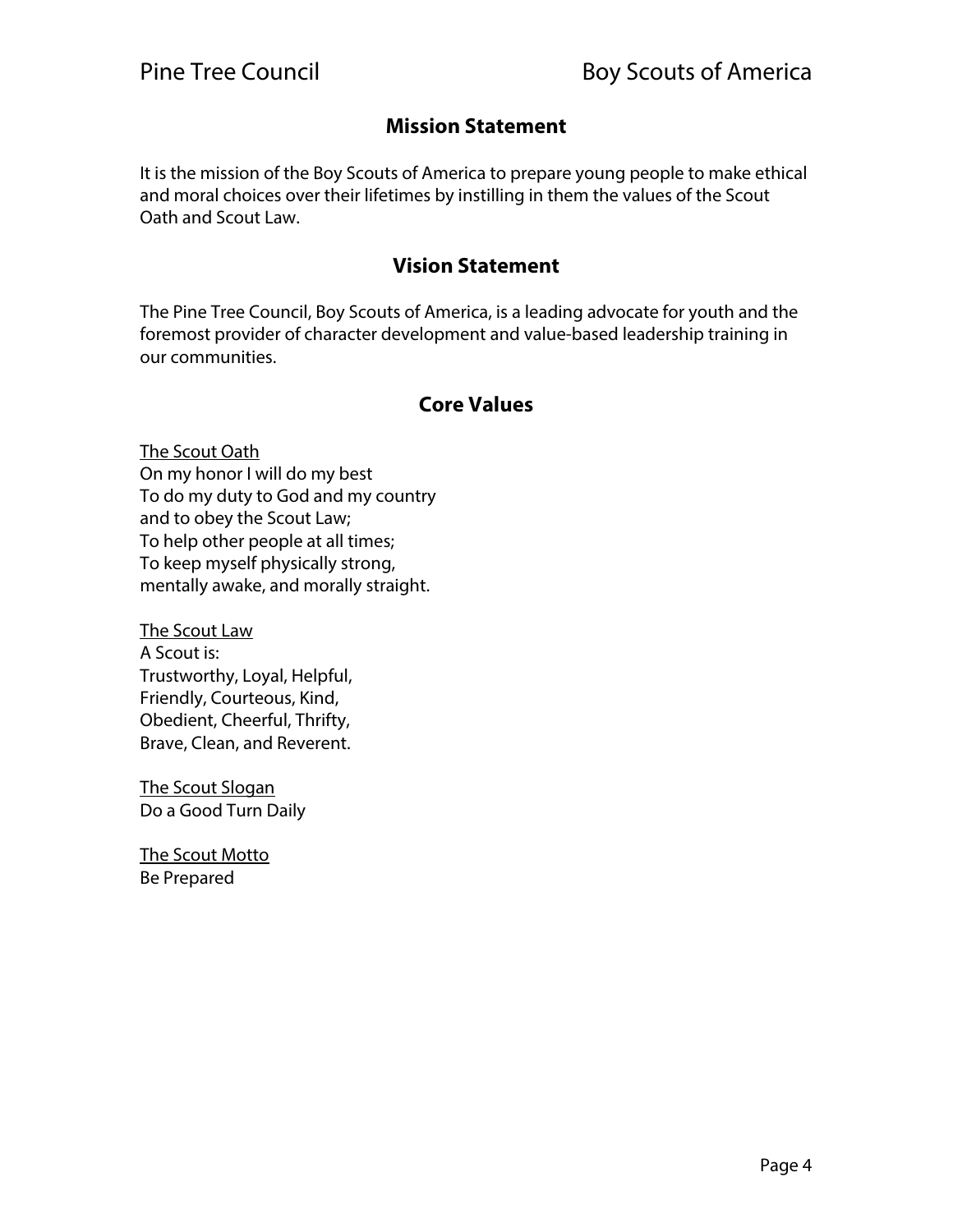## Mission Statement

It is the mission of the Boy Scouts of America to prepare young people to make ethical and moral choices over their lifetimes by instilling in them the values of the Scout Oath and Scout Law.

## Vision Statement

The Pine Tree Council, Boy Scouts of America, is a leading advocate for youth and the foremost provider of character development and value-based leadership training in our communities.

## Core Values

<u>The Scout Oath</u>
On my honor I will do my best
To do my duty to God and my country
and to obey the Scout Law;
To help other people at all times;
To keep myself physically strong,
mentally awake, and morally straight.

<u>The Scout Law</u>
A Scout is:
Trustworthy, Loyal, Helpful,
Friendly, Courteous, Kind,
Obedient, Cheerful, Thrifty,
Brave, Clean, and Reverent.

<u>The Scout Slogan</u>
Do a Good Turn Daily

<u>The Scout Motto</u>
Be Prepared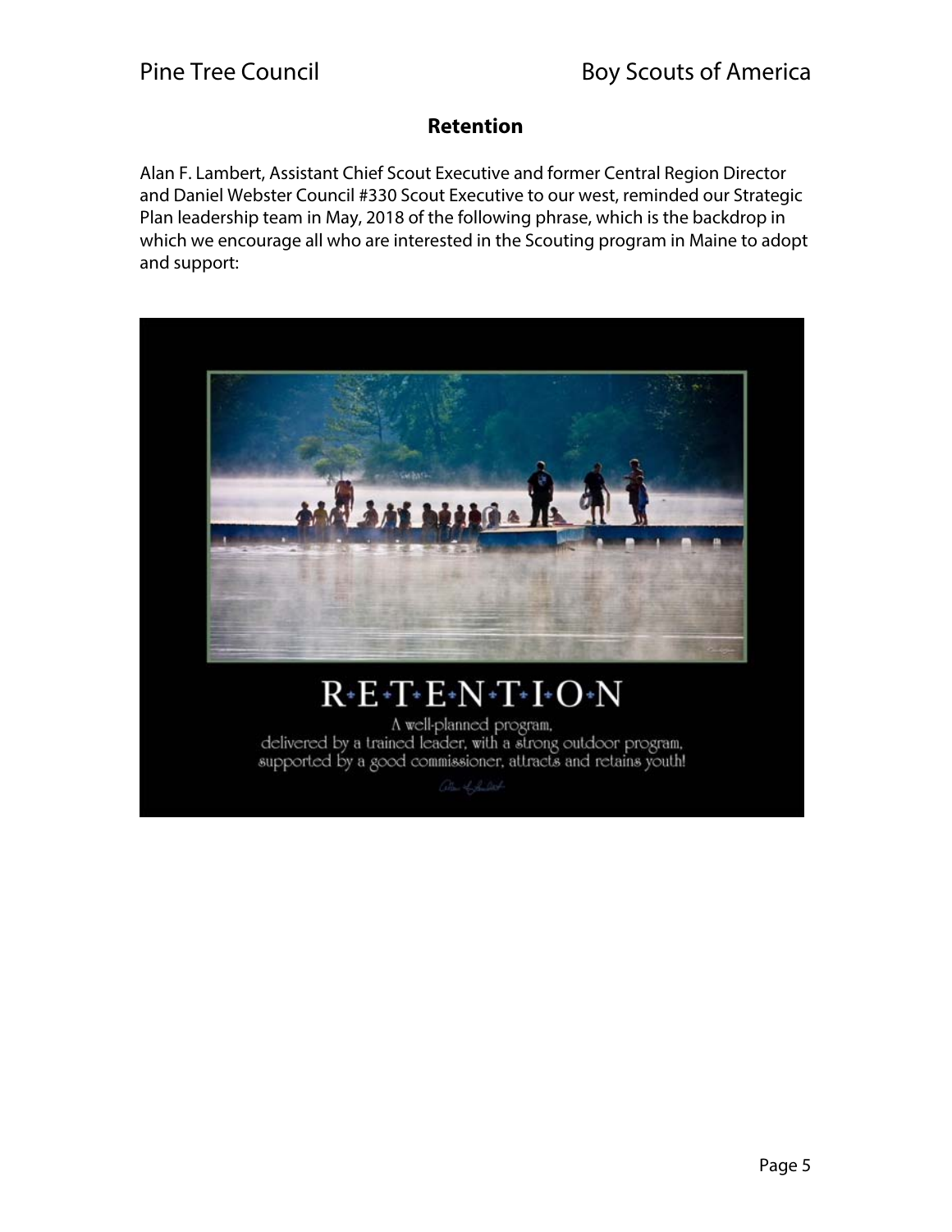## Retention

Alan F. Lambert, Assistant Chief Scout Executive and former Central Region Director and Daniel Webster Council #330 Scout Executive to our west, reminded our Strategic Plan leadership team in May, 2018 of the following phrase, which is the backdrop in which we encourage all who are interested in the Scouting program in Maine to adopt and support:

R·E·T·E·N·T·I·O·N

A well-planned program,
delivered by a trained leader, with a strong outdoor program,
supported by a good commissioner, attracts and retains youth!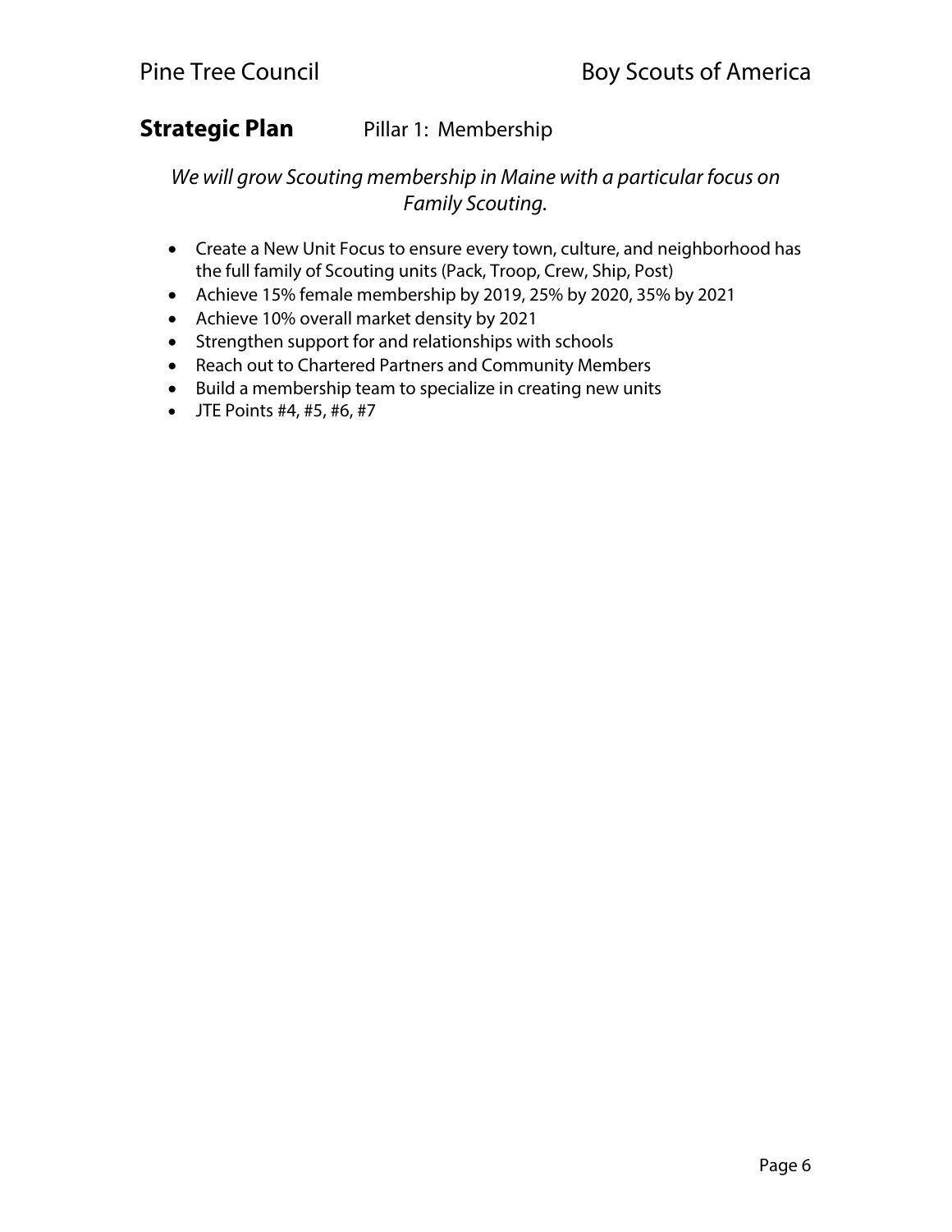## **Strategic Plan** Pillar 1: Membership

*We will grow Scouting membership in Maine with a particular focus on Family Scouting.*

- Create a New Unit Focus to ensure every town, culture, and neighborhood has the full family of Scouting units (Pack, Troop, Crew, Ship, Post)
- Achieve 15% female membership by 2019, 25% by 2020, 35% by 2021
- Achieve 10% overall market density by 2021
- Strengthen support for and relationships with schools
- Reach out to Chartered Partners and Community Members
- Build a membership team to specialize in creating new units
- JTE Points #4, #5, #6, #7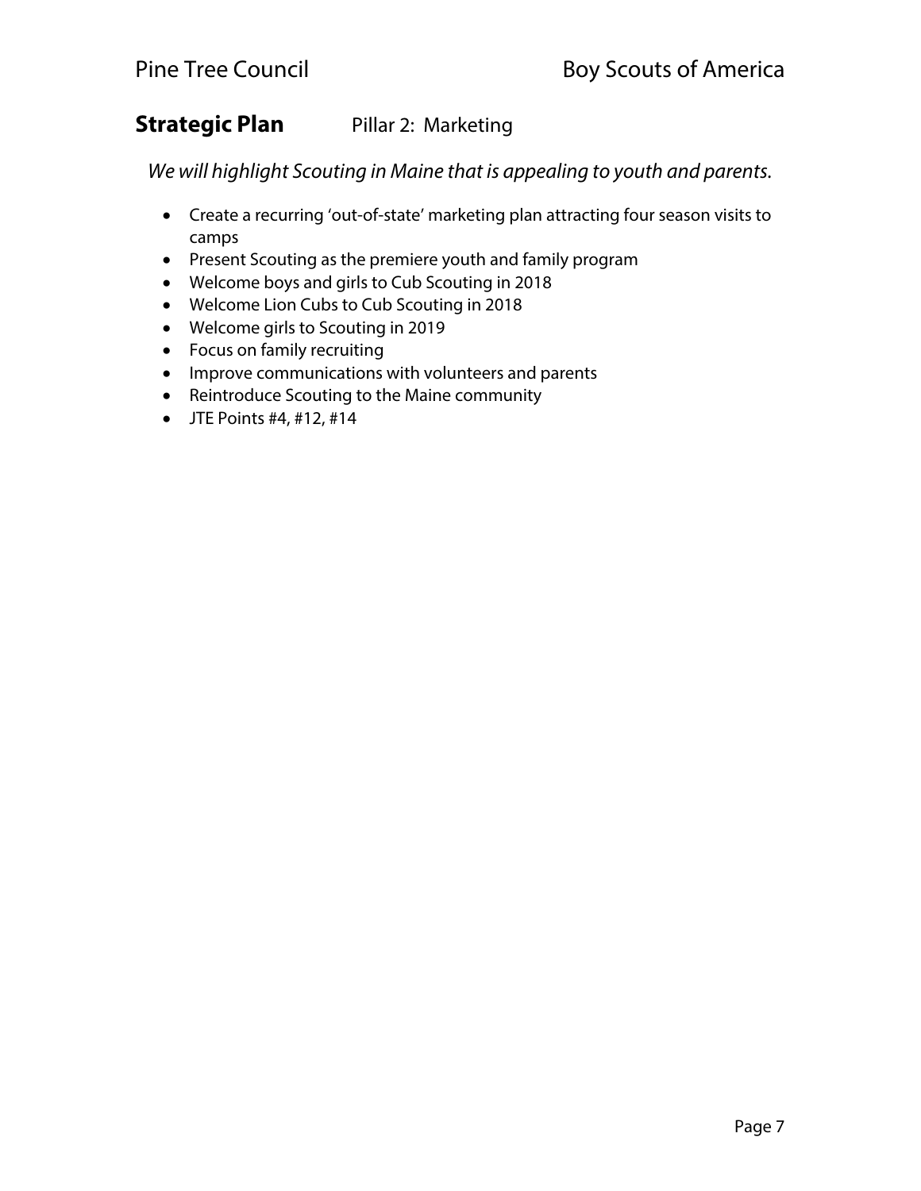## **Strategic Plan** Pillar 2: Marketing

*We will highlight Scouting in Maine that is appealing to youth and parents.*

- Create a recurring 'out-of-state' marketing plan attracting four season visits to camps
- Present Scouting as the premiere youth and family program
- Welcome boys and girls to Cub Scouting in 2018
- Welcome Lion Cubs to Cub Scouting in 2018
- Welcome girls to Scouting in 2019
- Focus on family recruiting
- Improve communications with volunteers and parents
- Reintroduce Scouting to the Maine community
- JTE Points #4, #12, #14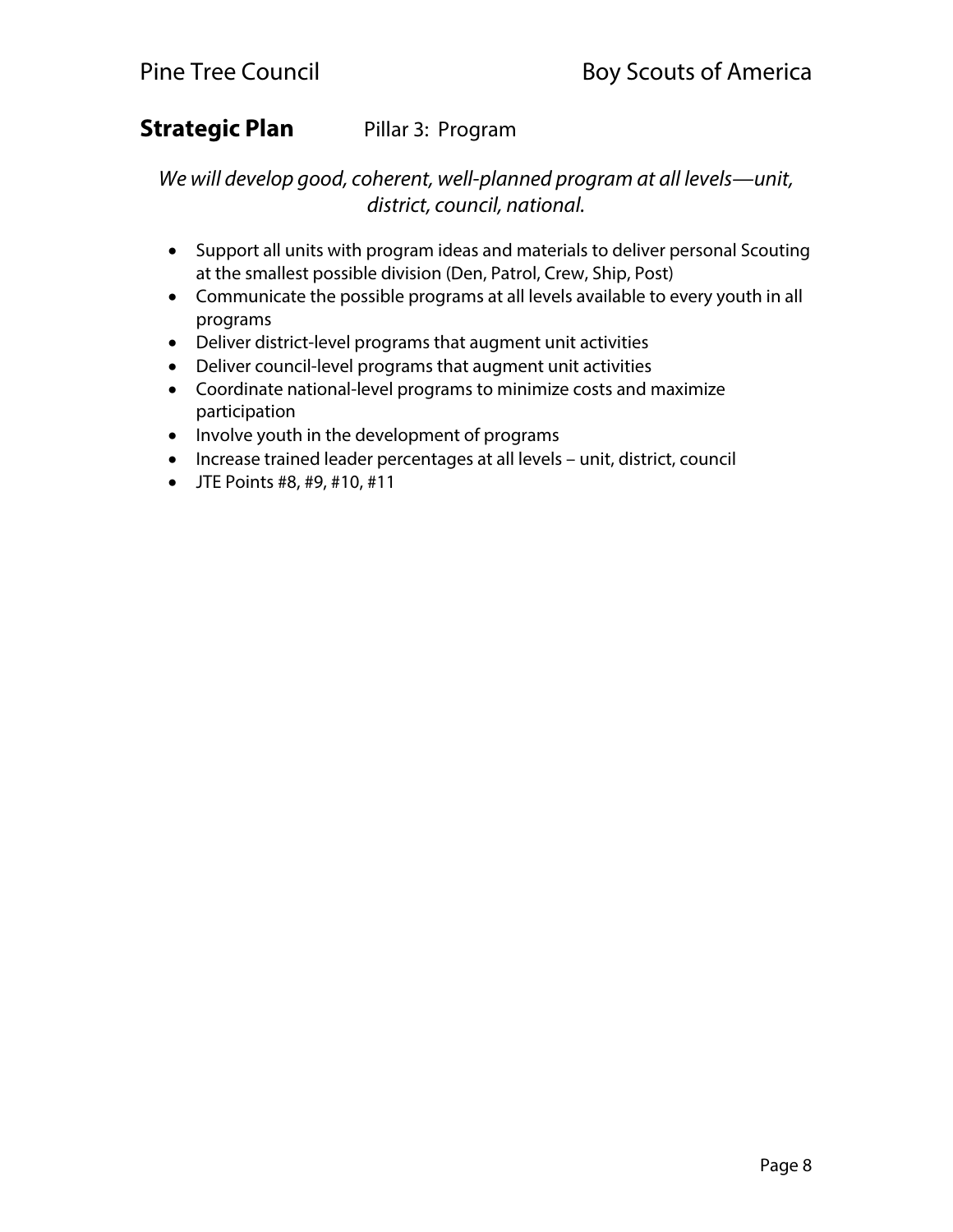## **Strategic Plan** Pillar 3: Program

*We will develop good, coherent, well-planned program at all levels—unit, district, council, national.*

- Support all units with program ideas and materials to deliver personal Scouting at the smallest possible division (Den, Patrol, Crew, Ship, Post)
- Communicate the possible programs at all levels available to every youth in all programs
- Deliver district-level programs that augment unit activities
- Deliver council-level programs that augment unit activities
- Coordinate national-level programs to minimize costs and maximize participation
- Involve youth in the development of programs
- Increase trained leader percentages at all levels – unit, district, council
- JTE Points #8, #9, #10, #11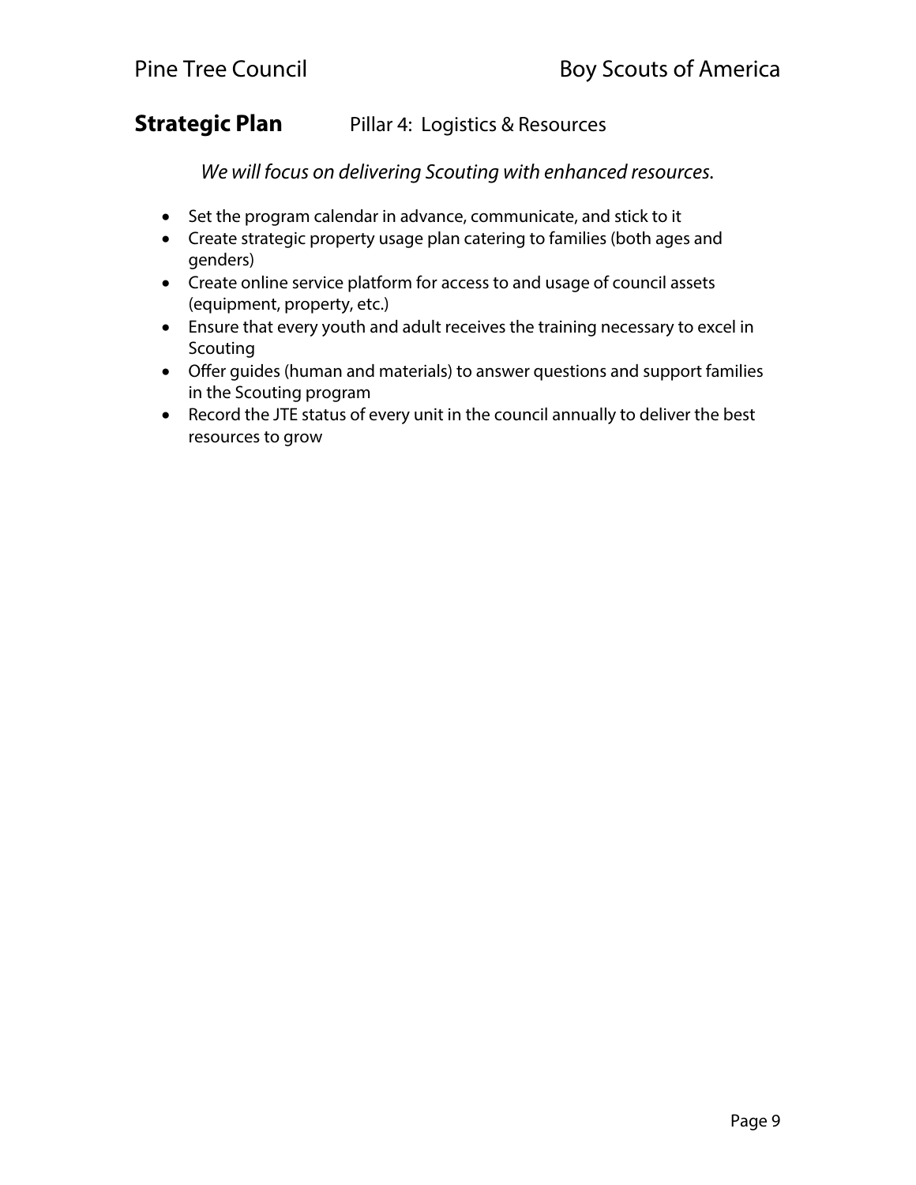## **Strategic Plan** Pillar 4: Logistics & Resources

*We will focus on delivering Scouting with enhanced resources.*

- Set the program calendar in advance, communicate, and stick to it
- Create strategic property usage plan catering to families (both ages and genders)
- Create online service platform for access to and usage of council assets (equipment, property, etc.)
- Ensure that every youth and adult receives the training necessary to excel in Scouting
- Offer guides (human and materials) to answer questions and support families in the Scouting program
- Record the JTE status of every unit in the council annually to deliver the best resources to grow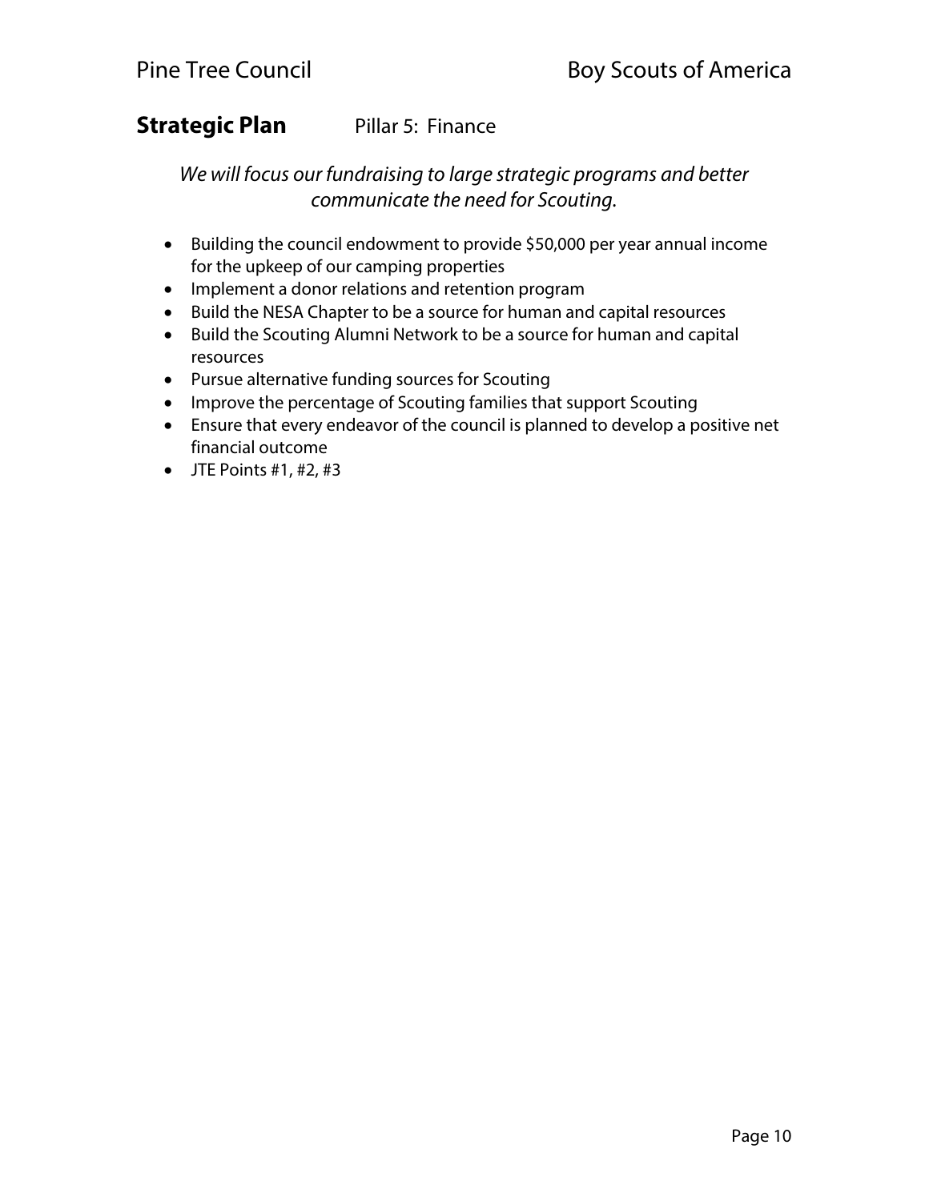## Strategic Plan    Pillar 5: Finance

*We will focus our fundraising to large strategic programs and better communicate the need for Scouting.*

- Building the council endowment to provide $50,000 per year annual income for the upkeep of our camping properties
- Implement a donor relations and retention program
- Build the NESA Chapter to be a source for human and capital resources
- Build the Scouting Alumni Network to be a source for human and capital resources
- Pursue alternative funding sources for Scouting
- Improve the percentage of Scouting families that support Scouting
- Ensure that every endeavor of the council is planned to develop a positive net financial outcome
- JTE Points #1, #2, #3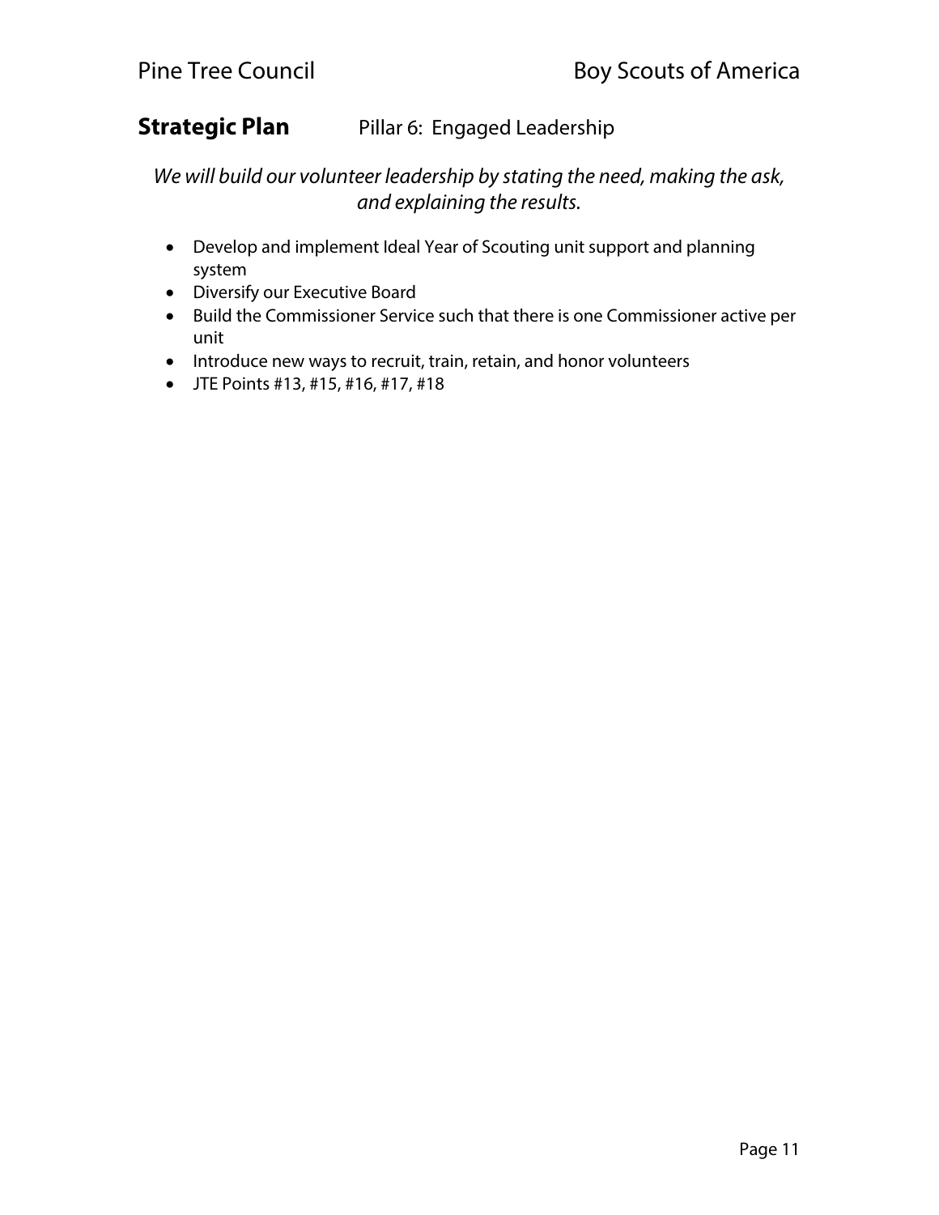## Strategic Plan — Pillar 6: Engaged Leadership

*We will build our volunteer leadership by stating the need, making the ask, and explaining the results.*

- Develop and implement Ideal Year of Scouting unit support and planning system
- Diversify our Executive Board
- Build the Commissioner Service such that there is one Commissioner active per unit
- Introduce new ways to recruit, train, retain, and honor volunteers
- JTE Points #13, #15, #16, #17, #18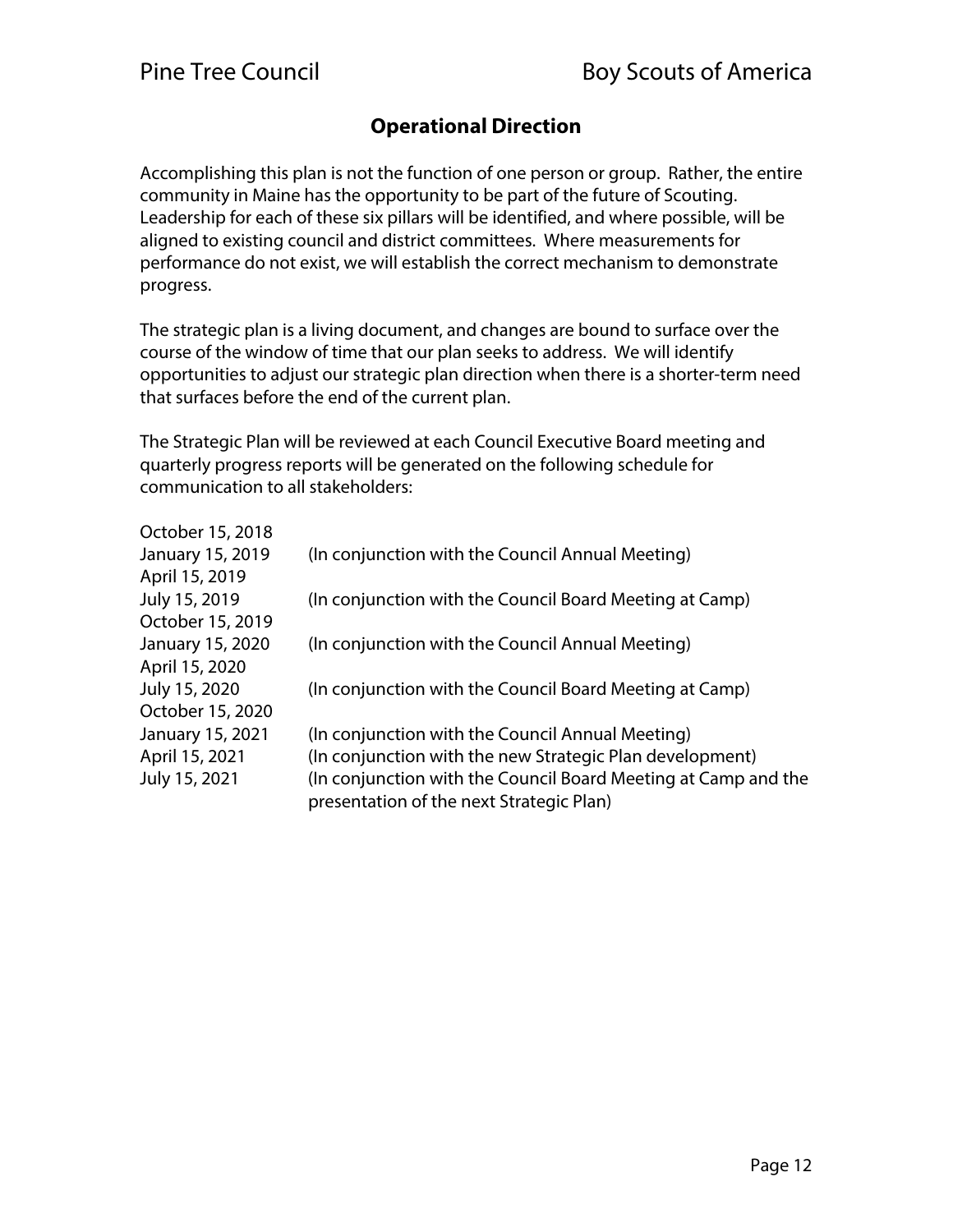## Operational Direction

Accomplishing this plan is not the function of one person or group. Rather, the entire community in Maine has the opportunity to be part of the future of Scouting. Leadership for each of these six pillars will be identified, and where possible, will be aligned to existing council and district committees. Where measurements for performance do not exist, we will establish the correct mechanism to demonstrate progress.

The strategic plan is a living document, and changes are bound to surface over the course of the window of time that our plan seeks to address. We will identify opportunities to adjust our strategic plan direction when there is a shorter-term need that surfaces before the end of the current plan.

The Strategic Plan will be reviewed at each Council Executive Board meeting and quarterly progress reports will be generated on the following schedule for communication to all stakeholders:

| | |
|---|---|
| October 15, 2018 | |
| January 15, 2019 | (In conjunction with the Council Annual Meeting) |
| April 15, 2019 | |
| July 15, 2019 | (In conjunction with the Council Board Meeting at Camp) |
| October 15, 2019 | |
| January 15, 2020 | (In conjunction with the Council Annual Meeting) |
| April 15, 2020 | |
| July 15, 2020 | (In conjunction with the Council Board Meeting at Camp) |
| October 15, 2020 | |
| January 15, 2021 | (In conjunction with the Council Annual Meeting) |
| April 15, 2021 | (In conjunction with the new Strategic Plan development) |
| July 15, 2021 | (In conjunction with the Council Board Meeting at Camp and the presentation of the next Strategic Plan) |